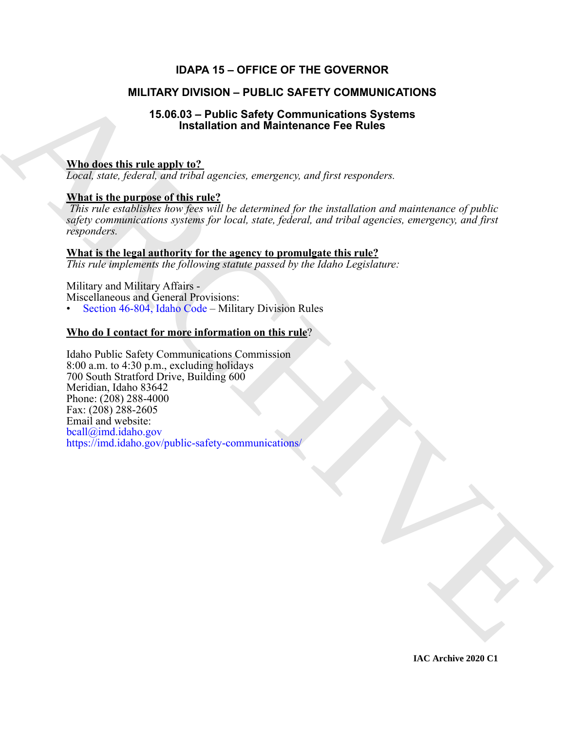# IDAPA 15 – OFFICE OF THE GOVERNOR

## MILITARY DIVISION – PUBLIC SAFETY COMMUNICATIONS

### 15.06.03 – Public Safety Communications Systems Installation and Maintenance Fee Rules

**Who does this rule apply to?**
*Local, state, federal, and tribal agencies, emergency, and first responders.*

**What is the purpose of this rule?**
*This rule establishes how fees will be determined for the installation and maintenance of public safety communications systems for local, state, federal, and tribal agencies, emergency, and first responders.*

**What is the legal authority for the agency to promulgate this rule?**
*This rule implements the following statute passed by the Idaho Legislature:*

Military and Military Affairs -
Miscellaneous and General Provisions:
- Section 46-804, Idaho Code – Military Division Rules

**Who do I contact for more information on this rule?**

Idaho Public Safety Communications Commission
8:00 a.m. to 4:30 p.m., excluding holidays
700 South Stratford Drive, Building 600
Meridian, Idaho 83642
Phone: (208) 288-4000
Fax: (208) 288-2605
Email and website:
bcall@imd.idaho.gov
https://imd.idaho.gov/public-safety-communications/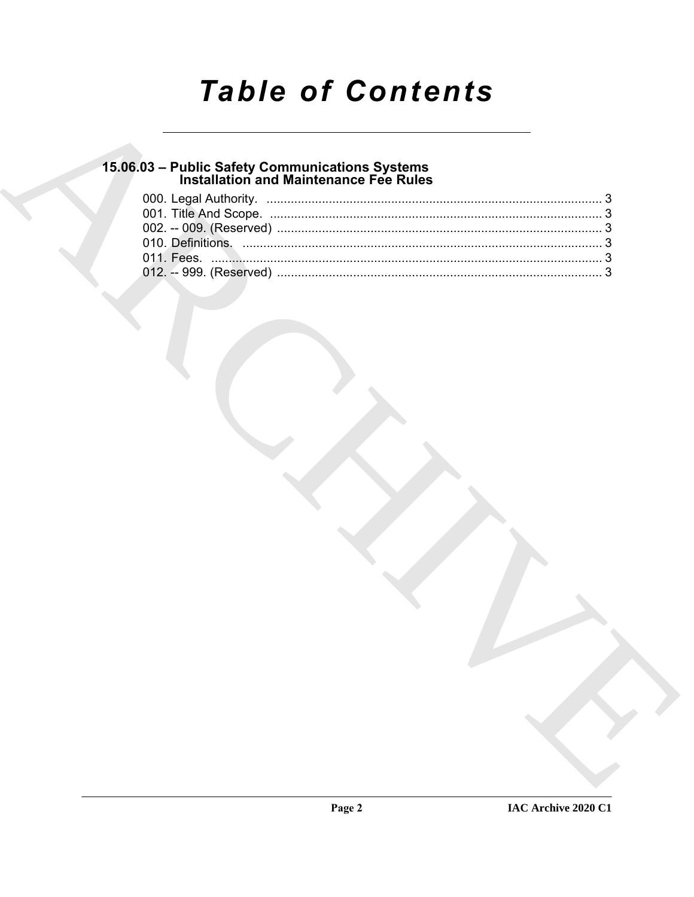# Table of Contents

## 15.06.03 – Public Safety Communications Systems Installation and Maintenance Fee Rules

000. Legal Authority. ........................................................................................ 3
001. Title And Scope. ........................................................................................ 3
002. -- 009. (Reserved) ...................................................................................... 3
010. Definitions. ................................................................................................ 3
011. Fees. ......................................................................................................... 3
012. -- 999. (Reserved) ...................................................................................... 3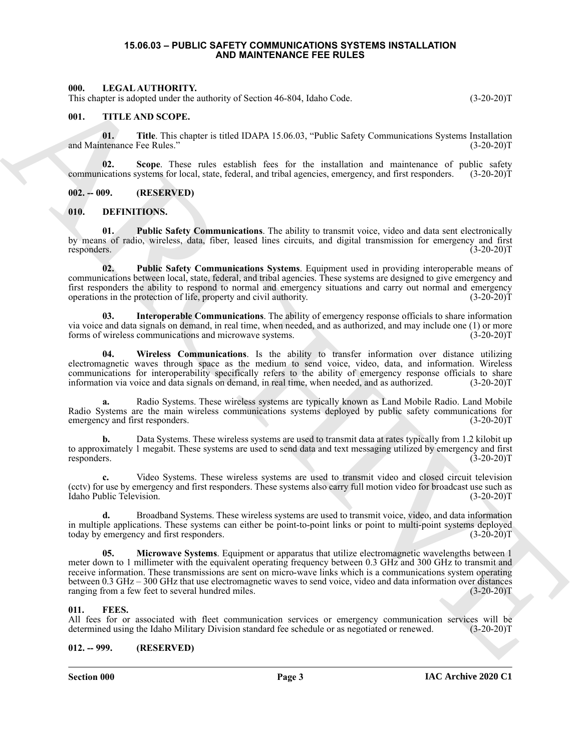# 15.06.03 – PUBLIC SAFETY COMMUNICATIONS SYSTEMS INSTALLATION AND MAINTENANCE FEE RULES

## 000. LEGAL AUTHORITY.

This chapter is adopted under the authority of Section 46-804, Idaho Code. (3-20-20)T

## 001. TITLE AND SCOPE.

**01. Title**. This chapter is titled IDAPA 15.06.03, "Public Safety Communications Systems Installation and Maintenance Fee Rules." (3-20-20)T

**02. Scope**. These rules establish fees for the installation and maintenance of public safety communications systems for local, state, federal, and tribal agencies, emergency, and first responders. (3-20-20)T

## 002. -- 009. (RESERVED)

## 010. DEFINITIONS.

**01. Public Safety Communications**. The ability to transmit voice, video and data sent electronically by means of radio, wireless, data, fiber, leased lines circuits, and digital transmission for emergency and first responders. (3-20-20)T

**02. Public Safety Communications Systems**. Equipment used in providing interoperable means of communications between local, state, federal, and tribal agencies. These systems are designed to give emergency and first responders the ability to respond to normal and emergency situations and carry out normal and emergency operations in the protection of life, property and civil authority. (3-20-20)T

**03. Interoperable Communications**. The ability of emergency response officials to share information via voice and data signals on demand, in real time, when needed, and as authorized, and may include one (1) or more forms of wireless communications and microwave systems. (3-20-20)T

**04. Wireless Communications**. Is the ability to transfer information over distance utilizing electromagnetic waves through space as the medium to send voice, video, data, and information. Wireless communications for interoperability specifically refers to the ability of emergency response officials to share information via voice and data signals on demand, in real time, when needed, and as authorized. (3-20-20)T

**a.** Radio Systems. These wireless systems are typically known as Land Mobile Radio. Land Mobile Radio Systems are the main wireless communications systems deployed by public safety communications for emergency and first responders. (3-20-20)T

**b.** Data Systems. These wireless systems are used to transmit data at rates typically from 1.2 kilobit up to approximately 1 megabit. These systems are used to send data and text messaging utilized by emergency and first responders. (3-20-20)T

**c.** Video Systems. These wireless systems are used to transmit video and closed circuit television (cctv) for use by emergency and first responders. These systems also carry full motion video for broadcast use such as Idaho Public Television. (3-20-20)T

**d.** Broadband Systems. These wireless systems are used to transmit voice, video, and data information in multiple applications. These systems can either be point-to-point links or point to multi-point systems deployed today by emergency and first responders. (3-20-20)T

**05. Microwave Systems**. Equipment or apparatus that utilize electromagnetic wavelengths between 1 meter down to 1 millimeter with the equivalent operating frequency between 0.3 GHz and 300 GHz to transmit and receive information. These transmissions are sent on micro-wave links which is a communications system operating between 0.3 GHz – 300 GHz that use electromagnetic waves to send voice, video and data information over distances ranging from a few feet to several hundred miles. (3-20-20)T

## 011. FEES.

All fees for or associated with fleet communication services or emergency communication services will be determined using the Idaho Military Division standard fee schedule or as negotiated or renewed. (3-20-20)T

## 012. -- 999. (RESERVED)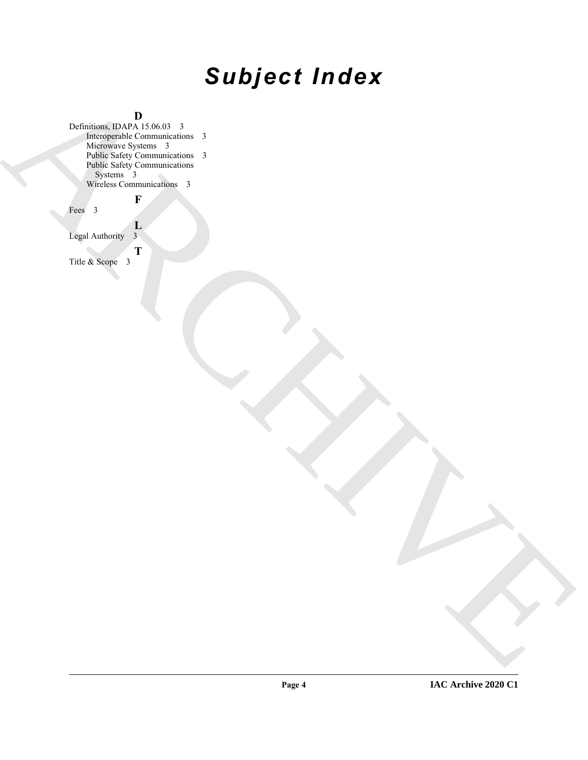# *Subject Index*

**D**

Definitions, IDAPA 15.06.03 3
  Interoperable Communications 3
  Microwave Systems 3
  Public Safety Communications 3
  Public Safety Communications Systems 3
  Wireless Communications 3

**F**

Fees 3

**L**

Legal Authority 3

**T**

Title & Scope 3